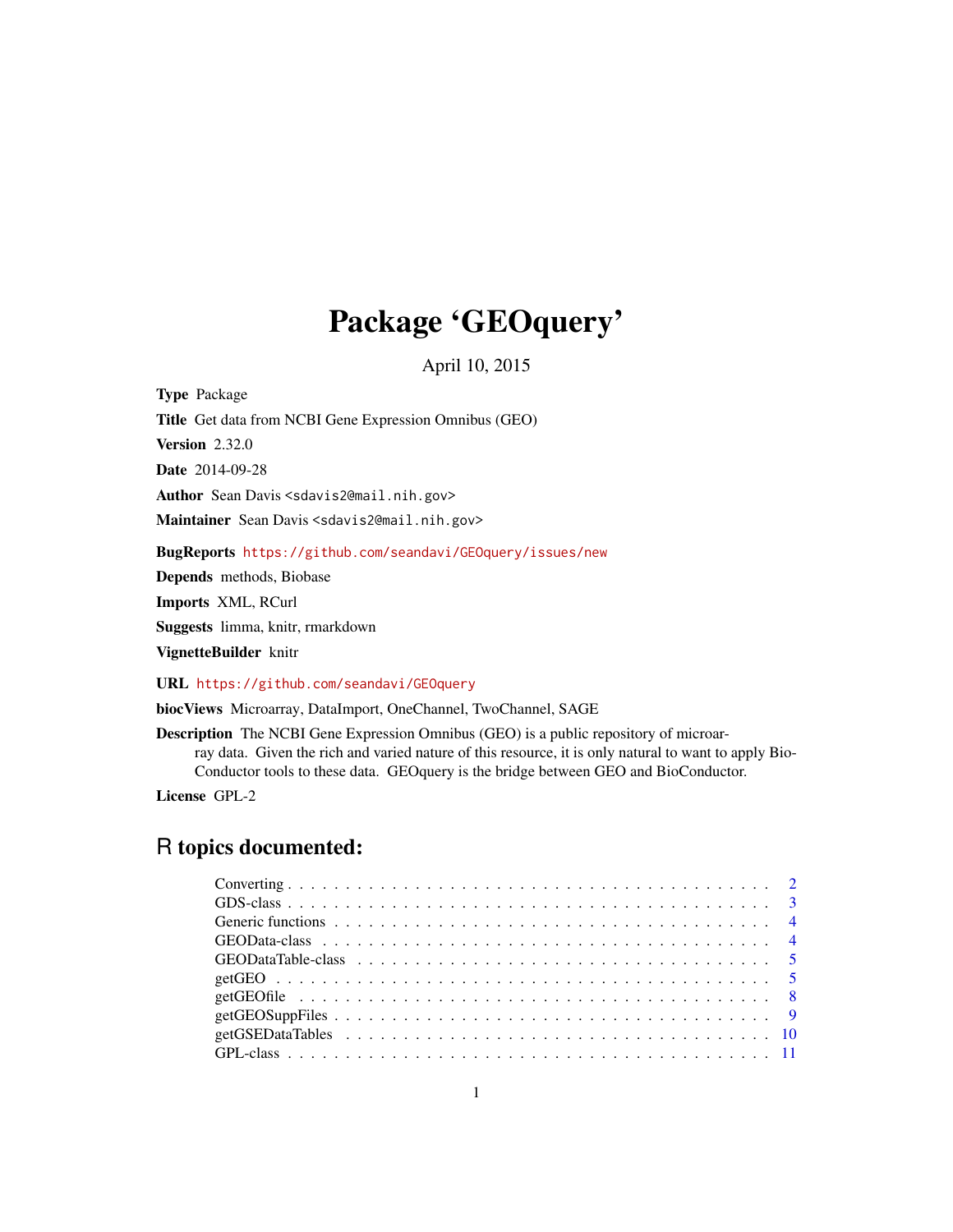# Package 'GEOquery'

April 10, 2015

**Type** Package

**Title** Get data from NCBI Gene Expression Omnibus (GEO)

**Version** 2.32.0

**Date** 2014-09-28

**Author** Sean Davis <sdavis2@mail.nih.gov>

**Maintainer** Sean Davis <sdavis2@mail.nih.gov>

**BugReports** https://github.com/seandavi/GEOquery/issues/new

**Depends** methods, Biobase

**Imports** XML, RCurl

**Suggests** limma, knitr, rmarkdown

**VignetteBuilder** knitr

**URL** https://github.com/seandavi/GEOquery

**biocViews** Microarray, DataImport, OneChannel, TwoChannel, SAGE

**Description** The NCBI Gene Expression Omnibus (GEO) is a public repository of microarray data. Given the rich and varied nature of this resource, it is only natural to want to apply BioConductor tools to these data. GEOquery is the bridge between GEO and BioConductor.

**License** GPL-2

## R topics documented:

- Converting . . . . . . . . . . . . . . . . . . . . . . . . . . . . . . . . . . . . . . . . . . . . 2
- GDS-class . . . . . . . . . . . . . . . . . . . . . . . . . . . . . . . . . . . . . . . . . . . . 3
- Generic functions . . . . . . . . . . . . . . . . . . . . . . . . . . . . . . . . . . . . . . . . 4
- GEOData-class . . . . . . . . . . . . . . . . . . . . . . . . . . . . . . . . . . . . . . . . . . 4
- GEODataTable-class . . . . . . . . . . . . . . . . . . . . . . . . . . . . . . . . . . . . . . 5
- getGEO . . . . . . . . . . . . . . . . . . . . . . . . . . . . . . . . . . . . . . . . . . . . . 5
- getGEOfile . . . . . . . . . . . . . . . . . . . . . . . . . . . . . . . . . . . . . . . . . . . 8
- getGEOSuppFiles . . . . . . . . . . . . . . . . . . . . . . . . . . . . . . . . . . . . . . . 9
- getGSEDataTables . . . . . . . . . . . . . . . . . . . . . . . . . . . . . . . . . . . . . . 10
- GPL-class . . . . . . . . . . . . . . . . . . . . . . . . . . . . . . . . . . . . . . . . . . . . 11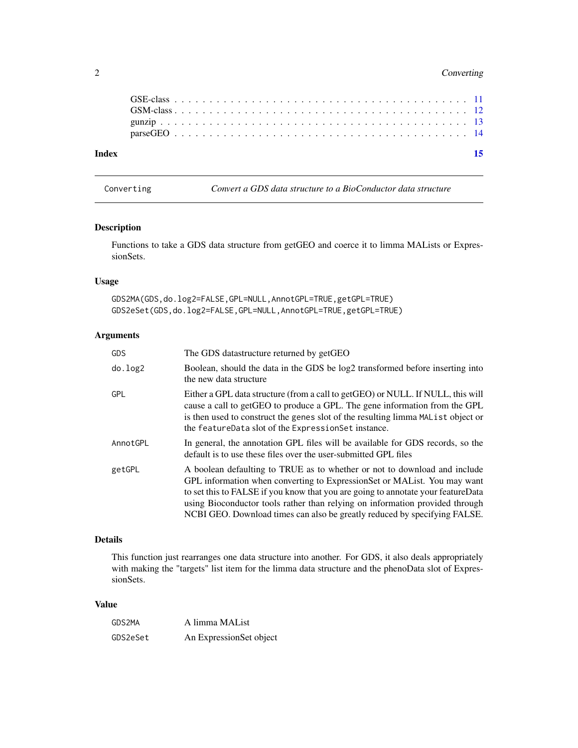GSE-class . . . . . . . . . . . . . . . . . . . . . . . . . . . . . . . . . . . . . . . . 11
GSM-class . . . . . . . . . . . . . . . . . . . . . . . . . . . . . . . . . . . . . . . . 12
gunzip . . . . . . . . . . . . . . . . . . . . . . . . . . . . . . . . . . . . . . . . . . 13
parseGEO . . . . . . . . . . . . . . . . . . . . . . . . . . . . . . . . . . . . . . . . 14

**Index** **15**

---

## Converting — *Convert a GDS data structure to a BioConductor data structure*

### Description

Functions to take a GDS data structure from getGEO and coerce it to limma MALists or ExpressionSets.

### Usage

```
GDS2MA(GDS,do.log2=FALSE,GPL=NULL,AnnotGPL=TRUE,getGPL=TRUE)
GDS2eSet(GDS,do.log2=FALSE,GPL=NULL,AnnotGPL=TRUE,getGPL=TRUE)
```

### Arguments

| | |
|---|---|
| `GDS` | The GDS datastructure returned by getGEO |
| `do.log2` | Boolean, should the data in the GDS be log2 transformed before inserting into the new data structure |
| `GPL` | Either a GPL data structure (from a call to getGEO) or NULL. If NULL, this will cause a call to getGEO to produce a GPL. The gene information from the GPL is then used to construct the `genes` slot of the resulting limma `MAList` object or the `featureData` slot of the `ExpressionSet` instance. |
| `AnnotGPL` | In general, the annotation GPL files will be available for GDS records, so the default is to use these files over the user-submitted GPL files |
| `getGPL` | A boolean defaulting to TRUE as to whether or not to download and include GPL information when converting to ExpressionSet or MAList. You may want to set this to FALSE if you know that you are going to annotate your featureData using Bioconductor tools rather than relying on information provided through NCBI GEO. Download times can also be greatly reduced by specifying FALSE. |

### Details

This function just rearranges one data structure into another. For GDS, it also deals appropriately with making the "targets" list item for the limma data structure and the phenoData slot of ExpressionSets.

### Value

| | |
|---|---|
| `GDS2MA` | A limma MAList |
| `GDS2eSet` | An ExpressionSet object |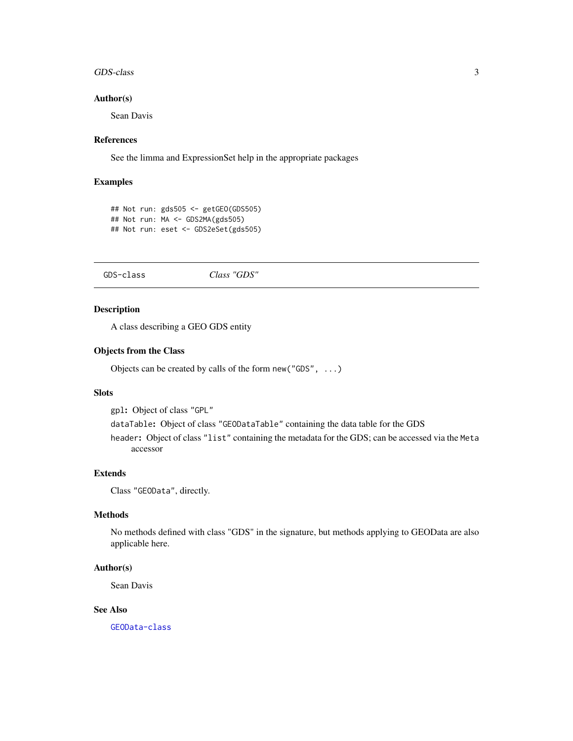### Author(s)

Sean Davis

### References

See the limma and ExpressionSet help in the appropriate packages

### Examples

```
## Not run: gds505 <- getGEO(GDS505)
## Not run: MA <- GDS2MA(gds505)
## Not run: eset <- GDS2eSet(gds505)
```

---

## GDS-class *Class "GDS"*

### Description

A class describing a GEO GDS entity

### Objects from the Class

Objects can be created by calls of the form `new("GDS", ...)`

### Slots

`gpl`: Object of class `"GPL"`

`dataTable`: Object of class `"GEODataTable"` containing the data table for the GDS

`header`: Object of class `"list"` containing the metadata for the GDS; can be accessed via the `Meta` accessor

### Extends

Class `"GEOData"`, directly.

### Methods

No methods defined with class "GDS" in the signature, but methods applying to GEOData are also applicable here.

### Author(s)

Sean Davis

### See Also

`GEOData-class`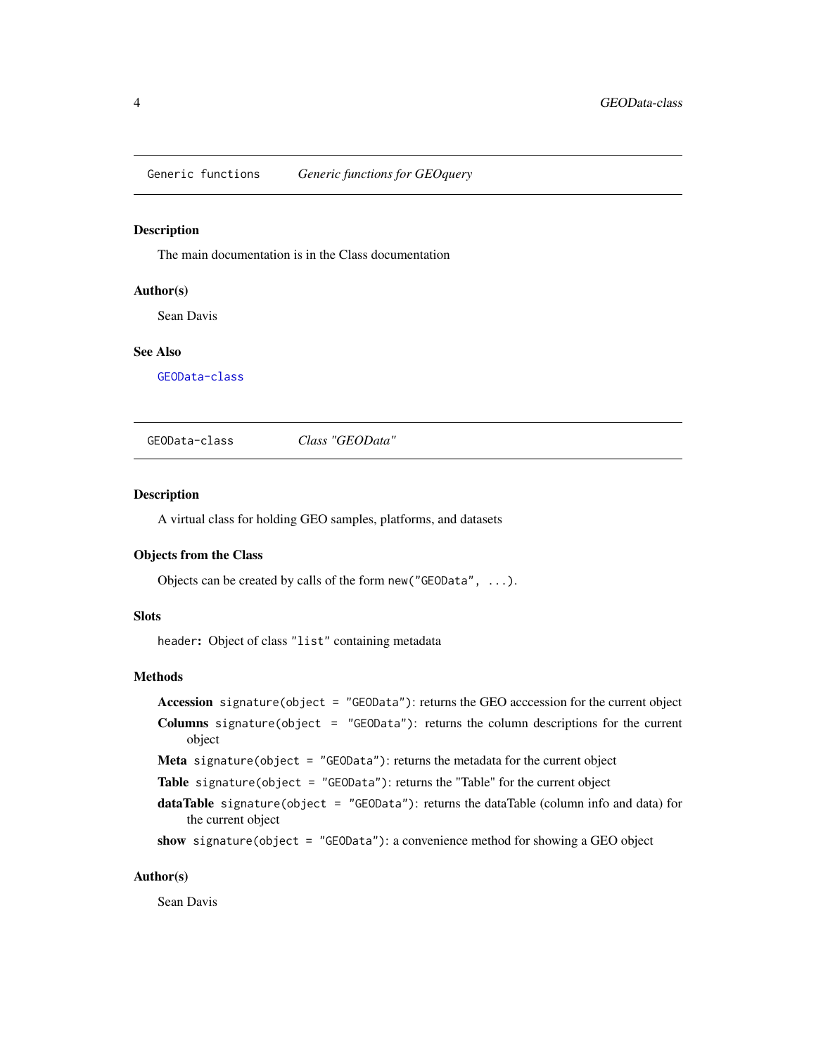## Generic functions — *Generic functions for GEOquery*

### Description

The main documentation is in the Class documentation

### Author(s)

Sean Davis

### See Also

`GEOData-class`

## GEOData-class — *Class "GEOData"*

### Description

A virtual class for holding GEO samples, platforms, and datasets

### Objects from the Class

Objects can be created by calls of the form `new("GEOData", ...)`.

### Slots

`header`**:** Object of class `"list"` containing metadata

### Methods

**Accession** `signature(object = "GEOData")`: returns the GEO acccession for the current object

**Columns** `signature(object = "GEOData")`: returns the column descriptions for the current object

**Meta** `signature(object = "GEOData")`: returns the metadata for the current object

**Table** `signature(object = "GEOData")`: returns the "Table" for the current object

**dataTable** `signature(object = "GEOData")`: returns the dataTable (column info and data) for the current object

**show** `signature(object = "GEOData")`: a convenience method for showing a GEO object

### Author(s)

Sean Davis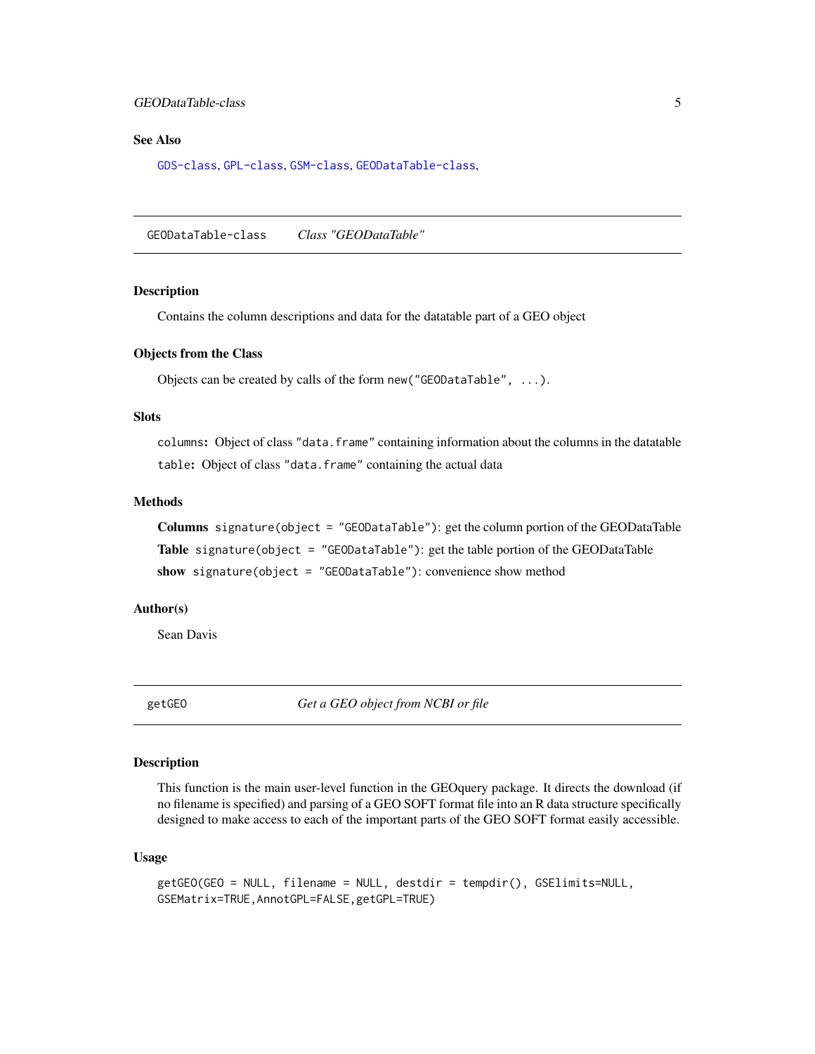## See Also

`GDS-class`, `GPL-class`, `GSM-class`, `GEODataTable-class`,

---

## GEODataTable-class *Class "GEODataTable"*

---

### Description

Contains the column descriptions and data for the datatable part of a GEO object

### Objects from the Class

Objects can be created by calls of the form `new("GEODataTable", ...)`.

### Slots

`columns`: Object of class `"data.frame"` containing information about the columns in the datatable

`table`: Object of class `"data.frame"` containing the actual data

### Methods

**Columns** `signature(object = "GEODataTable")`: get the column portion of the GEODataTable

**Table** `signature(object = "GEODataTable")`: get the table portion of the GEODataTable

**show** `signature(object = "GEODataTable")`: convenience show method

### Author(s)

Sean Davis

---

## getGEO *Get a GEO object from NCBI or file*

---

### Description

This function is the main user-level function in the GEOquery package. It directs the download (if no filename is specified) and parsing of a GEO SOFT format file into an R data structure specifically designed to make access to each of the important parts of the GEO SOFT format easily accessible.

### Usage

```
getGEO(GEO = NULL, filename = NULL, destdir = tempdir(), GSElimits=NULL,
GSEMatrix=TRUE,AnnotGPL=FALSE,getGPL=TRUE)
```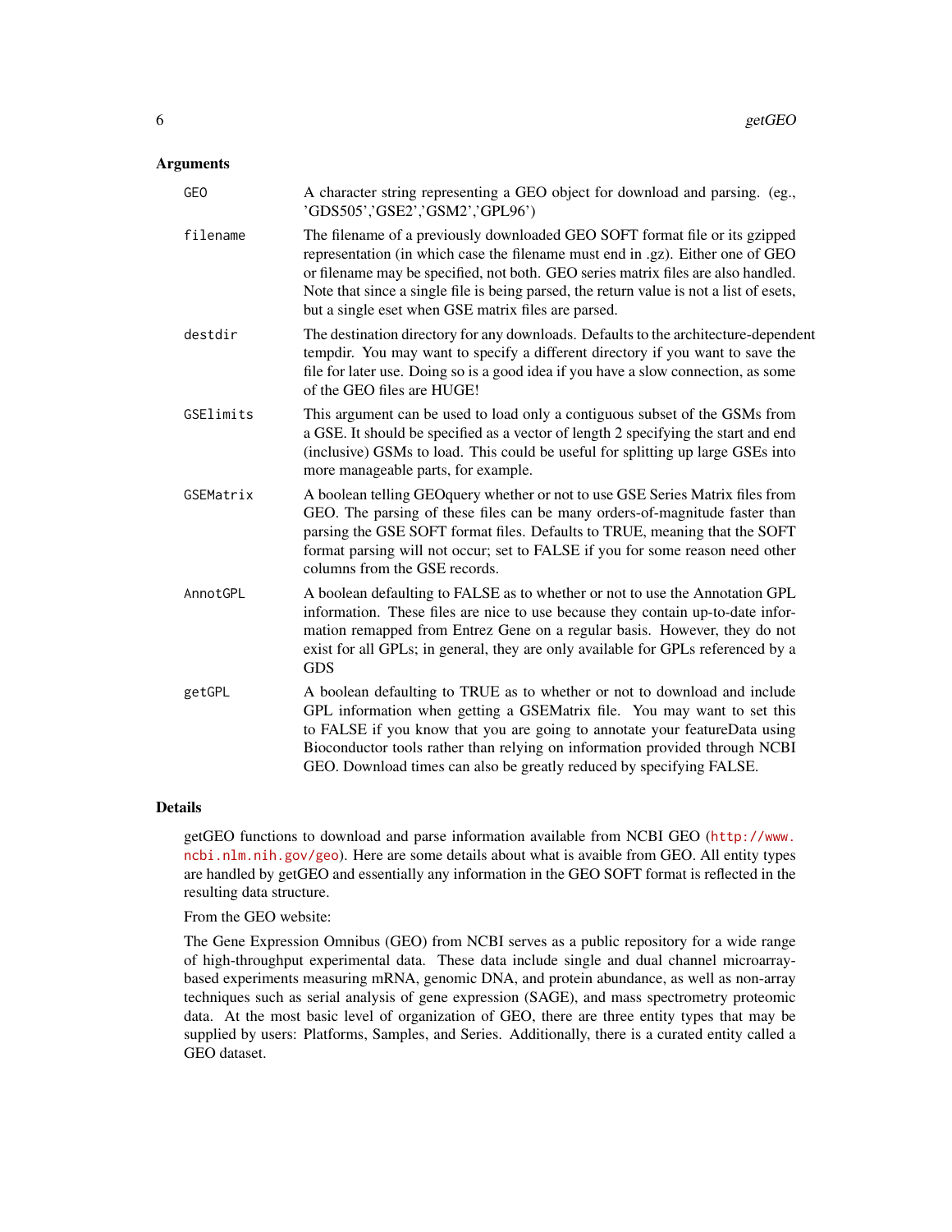### Arguments

| | |
|---|---|
| `GEO` | A character string representing a GEO object for download and parsing. (eg., 'GDS505','GSE2','GSM2','GPL96') |
| `filename` | The filename of a previously downloaded GEO SOFT format file or its gzipped representation (in which case the filename must end in .gz). Either one of GEO or filename may be specified, not both. GEO series matrix files are also handled. Note that since a single file is being parsed, the return value is not a list of esets, but a single eset when GSE matrix files are parsed. |
| `destdir` | The destination directory for any downloads. Defaults to the architecture-dependent tempdir. You may want to specify a different directory if you want to save the file for later use. Doing so is a good idea if you have a slow connection, as some of the GEO files are HUGE! |
| `GSElimits` | This argument can be used to load only a contiguous subset of the GSMs from a GSE. It should be specified as a vector of length 2 specifying the start and end (inclusive) GSMs to load. This could be useful for splitting up large GSEs into more manageable parts, for example. |
| `GSEMatrix` | A boolean telling GEOquery whether or not to use GSE Series Matrix files from GEO. The parsing of these files can be many orders-of-magnitude faster than parsing the GSE SOFT format files. Defaults to TRUE, meaning that the SOFT format parsing will not occur; set to FALSE if you for some reason need other columns from the GSE records. |
| `AnnotGPL` | A boolean defaulting to FALSE as to whether or not to use the Annotation GPL information. These files are nice to use because they contain up-to-date information remapped from Entrez Gene on a regular basis. However, they do not exist for all GPLs; in general, they are only available for GPLs referenced by a GDS |
| `getGPL` | A boolean defaulting to TRUE as to whether or not to download and include GPL information when getting a GSEMatrix file. You may want to set this to FALSE if you know that you are going to annotate your featureData using Bioconductor tools rather than relying on information provided through NCBI GEO. Download times can also be greatly reduced by specifying FALSE. |

### Details

getGEO functions to download and parse information available from NCBI GEO (http://www.ncbi.nlm.nih.gov/geo). Here are some details about what is avaible from GEO. All entity types are handled by getGEO and essentially any information in the GEO SOFT format is reflected in the resulting data structure.

From the GEO website:

The Gene Expression Omnibus (GEO) from NCBI serves as a public repository for a wide range of high-throughput experimental data. These data include single and dual channel microarray-based experiments measuring mRNA, genomic DNA, and protein abundance, as well as non-array techniques such as serial analysis of gene expression (SAGE), and mass spectrometry proteomic data. At the most basic level of organization of GEO, there are three entity types that may be supplied by users: Platforms, Samples, and Series. Additionally, there is a curated entity called a GEO dataset.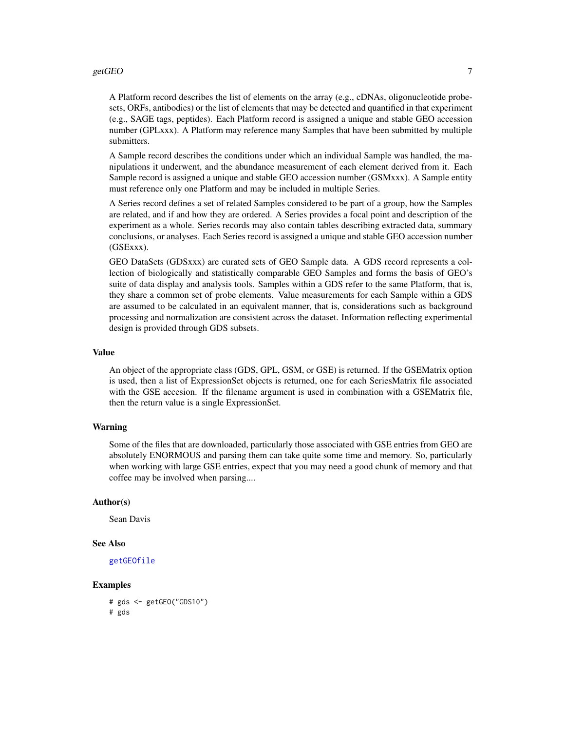A Platform record describes the list of elements on the array (e.g., cDNAs, oligonucleotide probesets, ORFs, antibodies) or the list of elements that may be detected and quantified in that experiment (e.g., SAGE tags, peptides). Each Platform record is assigned a unique and stable GEO accession number (GPLxxx). A Platform may reference many Samples that have been submitted by multiple submitters.

A Sample record describes the conditions under which an individual Sample was handled, the manipulations it underwent, and the abundance measurement of each element derived from it. Each Sample record is assigned a unique and stable GEO accession number (GSMxxx). A Sample entity must reference only one Platform and may be included in multiple Series.

A Series record defines a set of related Samples considered to be part of a group, how the Samples are related, and if and how they are ordered. A Series provides a focal point and description of the experiment as a whole. Series records may also contain tables describing extracted data, summary conclusions, or analyses. Each Series record is assigned a unique and stable GEO accession number (GSExxx).

GEO DataSets (GDSxxx) are curated sets of GEO Sample data. A GDS record represents a collection of biologically and statistically comparable GEO Samples and forms the basis of GEO's suite of data display and analysis tools. Samples within a GDS refer to the same Platform, that is, they share a common set of probe elements. Value measurements for each Sample within a GDS are assumed to be calculated in an equivalent manner, that is, considerations such as background processing and normalization are consistent across the dataset. Information reflecting experimental design is provided through GDS subsets.

### Value

An object of the appropriate class (GDS, GPL, GSM, or GSE) is returned. If the GSEMatrix option is used, then a list of ExpressionSet objects is returned, one for each SeriesMatrix file associated with the GSE accesion. If the filename argument is used in combination with a GSEMatrix file, then the return value is a single ExpressionSet.

### Warning

Some of the files that are downloaded, particularly those associated with GSE entries from GEO are absolutely ENORMOUS and parsing them can take quite some time and memory. So, particularly when working with large GSE entries, expect that you may need a good chunk of memory and that coffee may be involved when parsing....

### Author(s)

Sean Davis

### See Also

`getGEOfile`

### Examples

```
# gds <- getGEO("GDS10")
# gds
```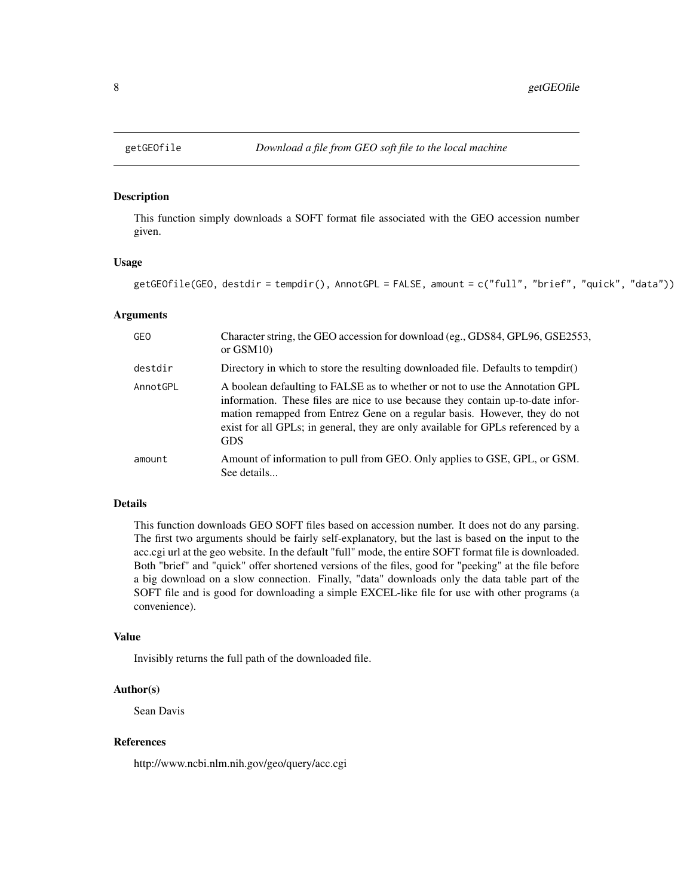# getGEOfile — *Download a file from GEO soft file to the local machine*

## Description

This function simply downloads a SOFT format file associated with the GEO accession number given.

## Usage

```
getGEOfile(GEO, destdir = tempdir(), AnnotGPL = FALSE, amount = c("full", "brief", "quick", "data"))
```

## Arguments

| | |
|---|---|
| `GEO` | Character string, the GEO accession for download (eg., GDS84, GPL96, GSE2553, or GSM10) |
| `destdir` | Directory in which to store the resulting downloaded file. Defaults to tempdir() |
| `AnnotGPL` | A boolean defaulting to FALSE as to whether or not to use the Annotation GPL information. These files are nice to use because they contain up-to-date information remapped from Entrez Gene on a regular basis. However, they do not exist for all GPLs; in general, they are only available for GPLs referenced by a GDS |
| `amount` | Amount of information to pull from GEO. Only applies to GSE, GPL, or GSM. See details... |

## Details

This function downloads GEO SOFT files based on accession number. It does not do any parsing. The first two arguments should be fairly self-explanatory, but the last is based on the input to the acc.cgi url at the geo website. In the default "full" mode, the entire SOFT format file is downloaded. Both "brief" and "quick" offer shortened versions of the files, good for "peeking" at the file before a big download on a slow connection. Finally, "data" downloads only the data table part of the SOFT file and is good for downloading a simple EXCEL-like file for use with other programs (a convenience).

## Value

Invisibly returns the full path of the downloaded file.

## Author(s)

Sean Davis

## References

http://www.ncbi.nlm.nih.gov/geo/query/acc.cgi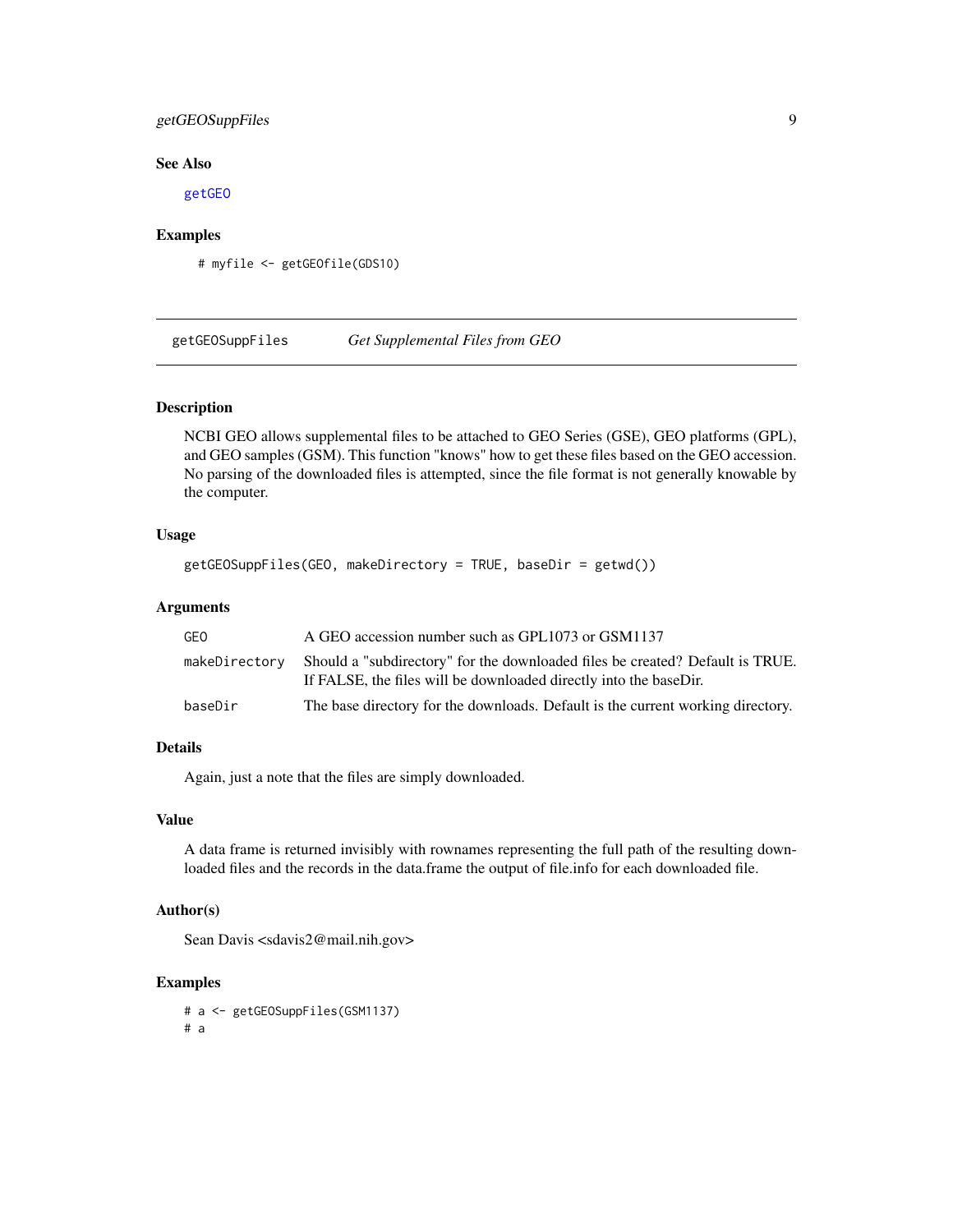### See Also

getGEO

### Examples

```
# myfile <- getGEOfile(GDS10)
```

---

## getGEOSuppFiles *Get Supplemental Files from GEO*

---

### Description

NCBI GEO allows supplemental files to be attached to GEO Series (GSE), GEO platforms (GPL), and GEO samples (GSM). This function "knows" how to get these files based on the GEO accession. No parsing of the downloaded files is attempted, since the file format is not generally knowable by the computer.

### Usage

```
getGEOSuppFiles(GEO, makeDirectory = TRUE, baseDir = getwd())
```

### Arguments

| | |
|---|---|
| GEO | A GEO accession number such as GPL1073 or GSM1137 |
| makeDirectory | Should a "subdirectory" for the downloaded files be created? Default is TRUE. If FALSE, the files will be downloaded directly into the baseDir. |
| baseDir | The base directory for the downloads. Default is the current working directory. |

### Details

Again, just a note that the files are simply downloaded.

### Value

A data frame is returned invisibly with rownames representing the full path of the resulting downloaded files and the records in the data.frame the output of file.info for each downloaded file.

### Author(s)

Sean Davis <sdavis2@mail.nih.gov>

### Examples

```
# a <- getGEOSuppFiles(GSM1137)
# a
```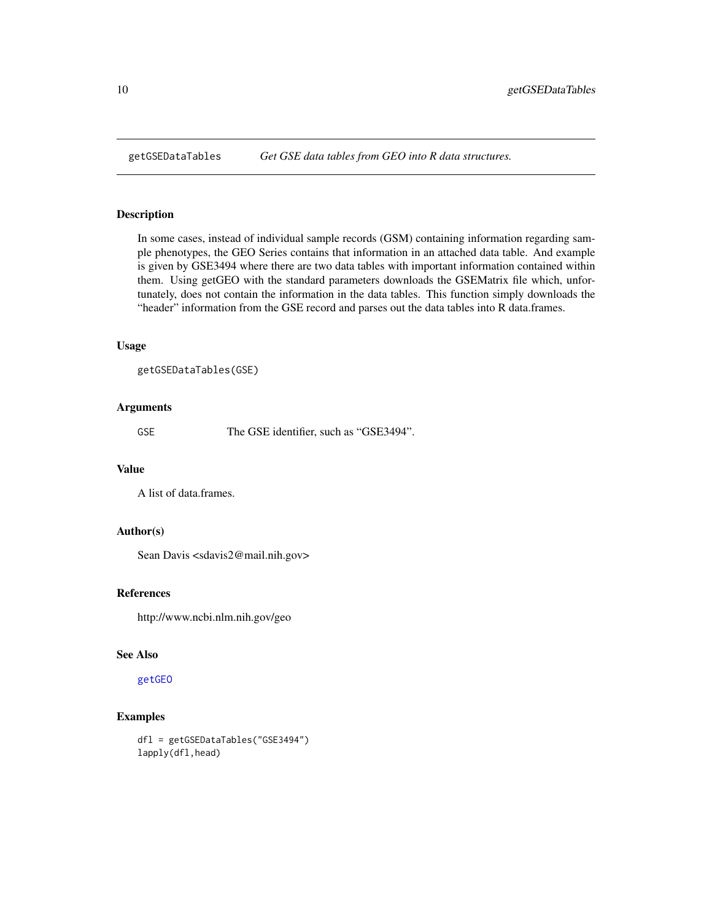# getGSEDataTables — *Get GSE data tables from GEO into R data structures.*

## Description

In some cases, instead of individual sample records (GSM) containing information regarding sample phenotypes, the GEO Series contains that information in an attached data table. And example is given by GSE3494 where there are two data tables with important information contained within them. Using getGEO with the standard parameters downloads the GSEMatrix file which, unfortunately, does not contain the information in the data tables. This function simply downloads the "header" information from the GSE record and parses out the data tables into R data.frames.

## Usage

```
getGSEDataTables(GSE)
```

## Arguments

| | |
|---|---|
| GSE | The GSE identifier, such as "GSE3494". |

## Value

A list of data.frames.

## Author(s)

Sean Davis <sdavis2@mail.nih.gov>

## References

http://www.ncbi.nlm.nih.gov/geo

## See Also

getGEO

## Examples

```
dfl = getGSEDataTables("GSE3494")
lapply(dfl,head)
```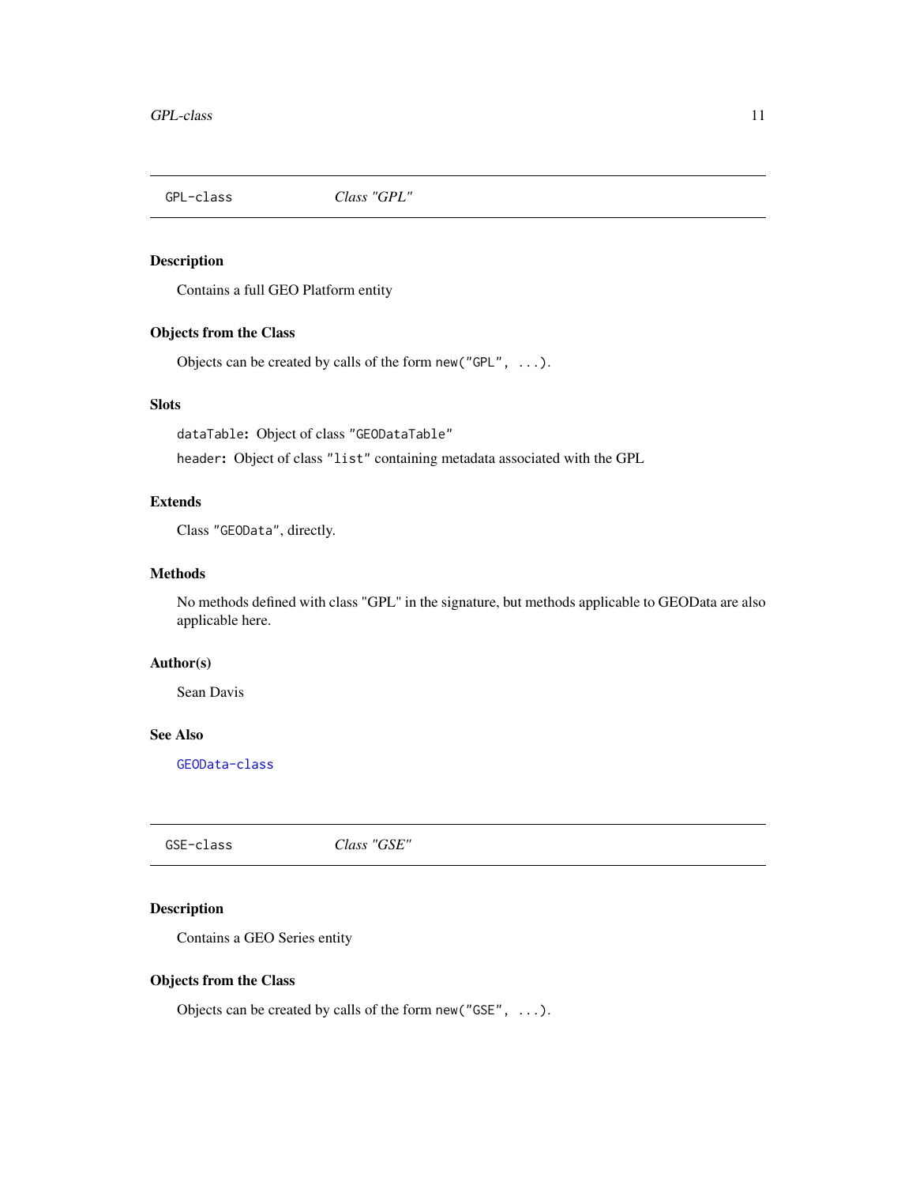## GPL-class *Class "GPL"*

### Description

Contains a full GEO Platform entity

### Objects from the Class

Objects can be created by calls of the form `new("GPL", ...)`.

### Slots

`dataTable`: Object of class `"GEODataTable"`

`header`: Object of class `"list"` containing metadata associated with the GPL

### Extends

Class `"GEOData"`, directly.

### Methods

No methods defined with class "GPL" in the signature, but methods applicable to GEOData are also applicable here.

### Author(s)

Sean Davis

### See Also

`GEOData-class`

## GSE-class *Class "GSE"*

### Description

Contains a GEO Series entity

### Objects from the Class

Objects can be created by calls of the form `new("GSE", ...)`.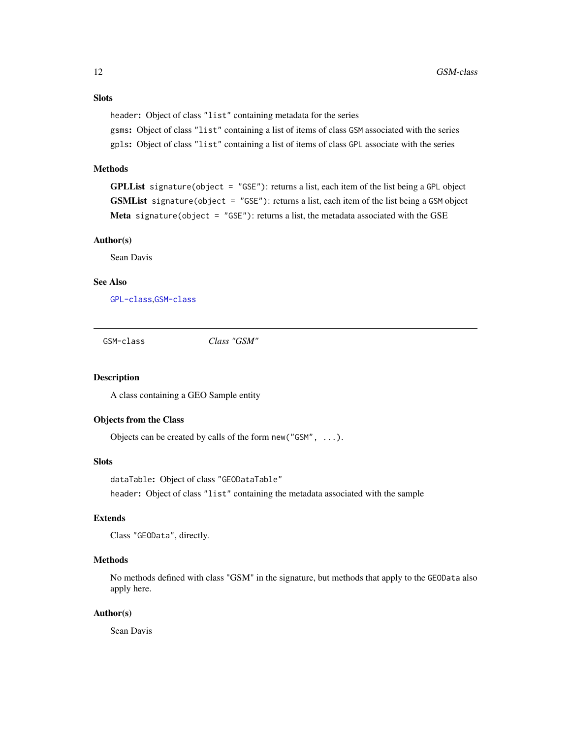### Slots

`header`: Object of class `"list"` containing metadata for the series

`gsms`: Object of class `"list"` containing a list of items of class `GSM` associated with the series

`gpls`: Object of class `"list"` containing a list of items of class `GPL` associate with the series

### Methods

**GPLList** `signature(object = "GSE")`: returns a list, each item of the list being a `GPL` object

**GSMList** `signature(object = "GSE")`: returns a list, each item of the list being a `GSM` object

**Meta** `signature(object = "GSE")`: returns a list, the metadata associated with the GSE

### Author(s)

Sean Davis

### See Also

`GPL-class`,`GSM-class`

---

## GSM-class — *Class "GSM"*

---

### Description

A class containing a GEO Sample entity

### Objects from the Class

Objects can be created by calls of the form `new("GSM", ...)`.

### Slots

`dataTable`: Object of class `"GEODataTable"`

`header`: Object of class `"list"` containing the metadata associated with the sample

### Extends

Class `"GEOData"`, directly.

### Methods

No methods defined with class "GSM" in the signature, but methods that apply to the `GEOData` also apply here.

### Author(s)

Sean Davis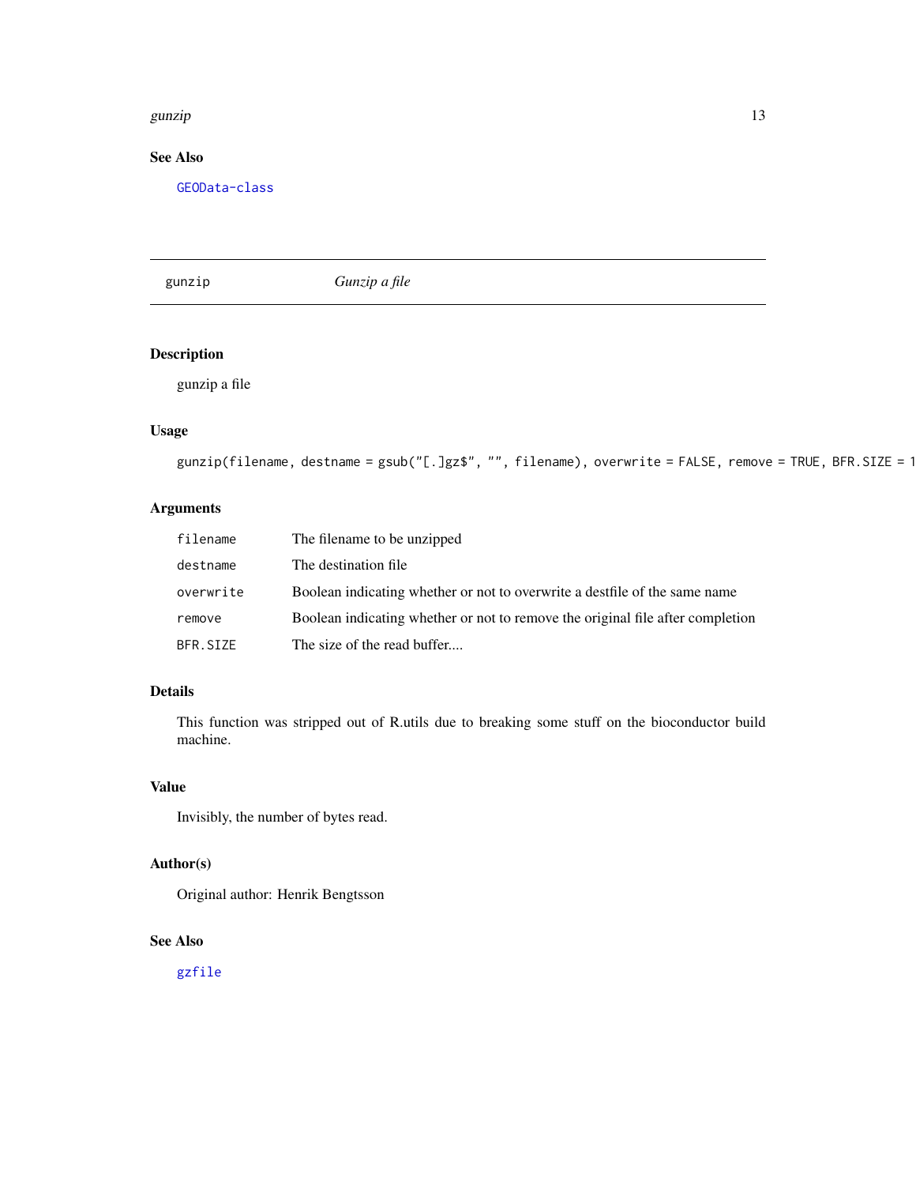## See Also

GEOData-class

---

# gunzip — *Gunzip a file*

---

### Description

gunzip a file

### Usage

```
gunzip(filename, destname = gsub("[.]gz$", "", filename), overwrite = FALSE, remove = TRUE, BFR.SIZE = 1
```

### Arguments

| | |
|---|---|
| `filename` | The filename to be unzipped |
| `destname` | The destination file |
| `overwrite` | Boolean indicating whether or not to overwrite a destfile of the same name |
| `remove` | Boolean indicating whether or not to remove the original file after completion |
| `BFR.SIZE` | The size of the read buffer.... |

### Details

This function was stripped out of R.utils due to breaking some stuff on the bioconductor build machine.

### Value

Invisibly, the number of bytes read.

### Author(s)

Original author: Henrik Bengtsson

### See Also

gzfile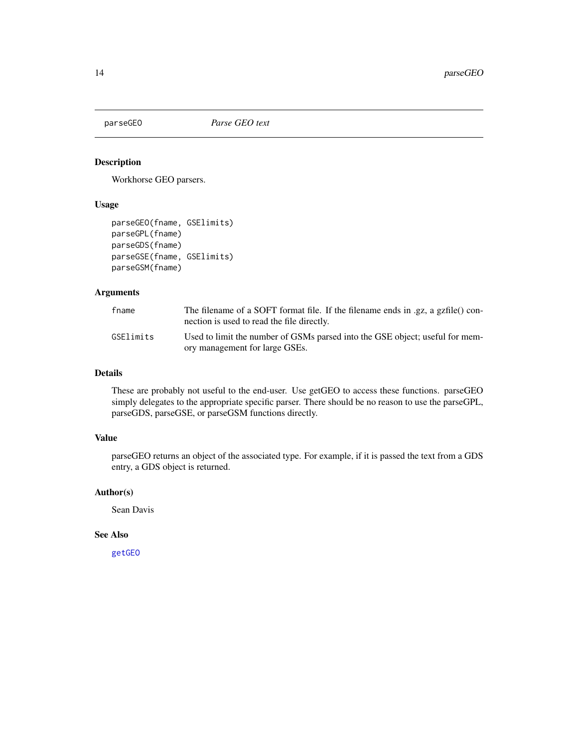parseGEO *Parse GEO text*

## Description

Workhorse GEO parsers.

## Usage

```
parseGEO(fname, GSElimits)
parseGPL(fname)
parseGDS(fname)
parseGSE(fname, GSElimits)
parseGSM(fname)
```

## Arguments

| | |
|---|---|
| fname | The filename of a SOFT format file. If the filename ends in .gz, a gzfile() connection is used to read the file directly. |
| GSElimits | Used to limit the number of GSMs parsed into the GSE object; useful for memory management for large GSEs. |

## Details

These are probably not useful to the end-user. Use getGEO to access these functions. parseGEO simply delegates to the appropriate specific parser. There should be no reason to use the parseGPL, parseGDS, parseGSE, or parseGSM functions directly.

## Value

parseGEO returns an object of the associated type. For example, if it is passed the text from a GDS entry, a GDS object is returned.

## Author(s)

Sean Davis

## See Also

getGEO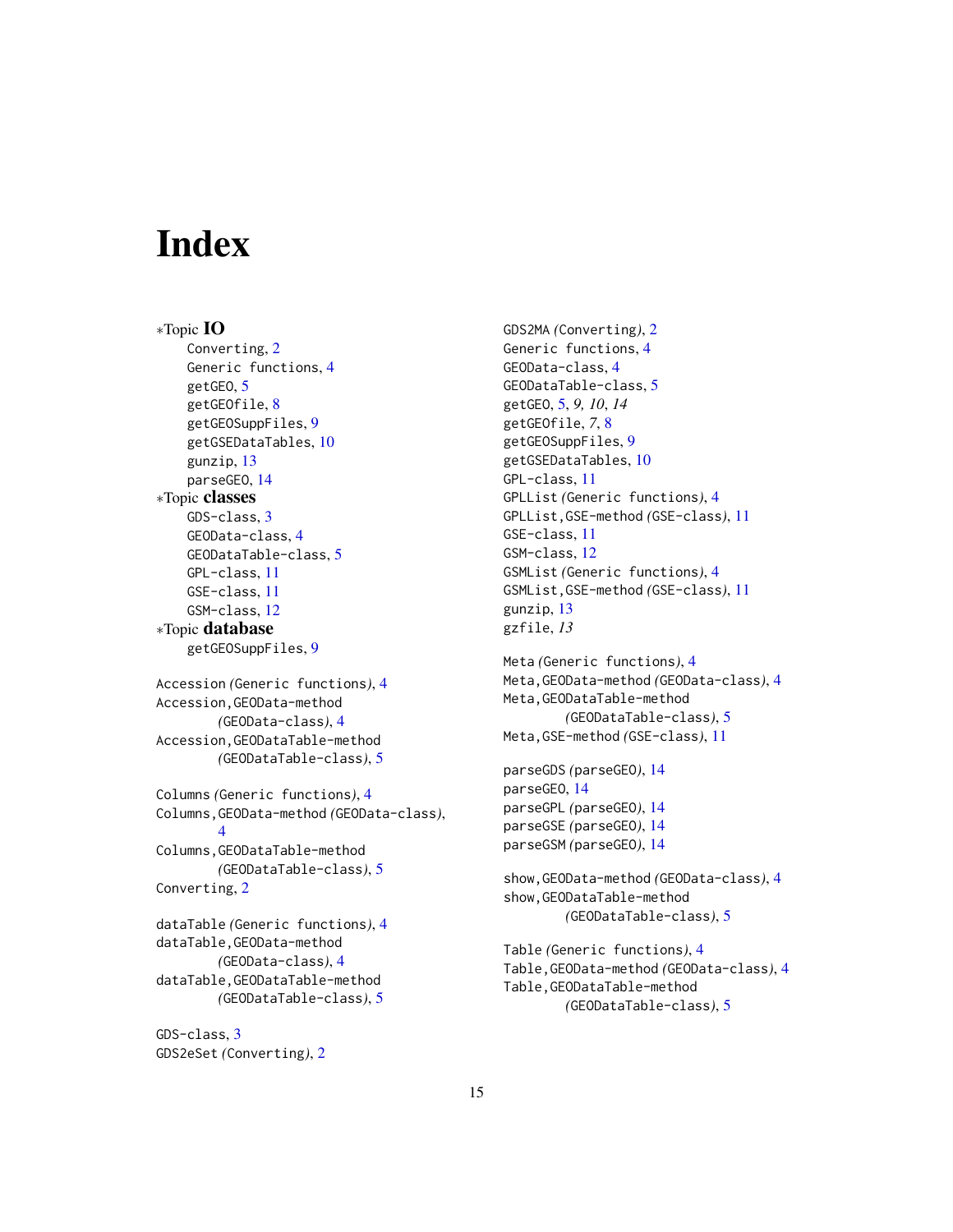# Index

∗Topic **IO**

Converting, 2
Generic functions, 4
getGEO, 5
getGEOfile, 8
getGEOSuppFiles, 9
getGSEDataTables, 10
gunzip, 13
parseGEO, 14

∗Topic **classes**

GDS-class, 3
GEOData-class, 4
GEODataTable-class, 5
GPL-class, 11
GSE-class, 11
GSM-class, 12

∗Topic **database**

getGEOSuppFiles, 9

Accession *(Generic functions)*, 4
Accession,GEOData-method *(GEOData-class)*, 4
Accession,GEODataTable-method *(GEODataTable-class)*, 5

Columns *(Generic functions)*, 4
Columns,GEOData-method *(GEOData-class)*, 4
Columns,GEODataTable-method *(GEODataTable-class)*, 5
Converting, 2

dataTable *(Generic functions)*, 4
dataTable,GEOData-method *(GEOData-class)*, 4
dataTable,GEODataTable-method *(GEODataTable-class)*, 5

GDS-class, 3
GDS2eSet *(Converting)*, 2
GDS2MA *(Converting)*, 2
Generic functions, 4
GEOData-class, 4
GEODataTable-class, 5
getGEO, 5, *9*, *10*, *14*
getGEOfile, *7*, 8
getGEOSuppFiles, 9
getGSEDataTables, 10
GPL-class, 11
GPLList *(Generic functions)*, 4
GPLList,GSE-method *(GSE-class)*, 11
GSE-class, 11
GSM-class, 12
GSMList *(Generic functions)*, 4
GSMList,GSE-method *(GSE-class)*, 11
gunzip, 13
gzfile, *13*

Meta *(Generic functions)*, 4
Meta,GEOData-method *(GEOData-class)*, 4
Meta,GEODataTable-method *(GEODataTable-class)*, 5
Meta,GSE-method *(GSE-class)*, 11

parseGDS *(parseGEO)*, 14
parseGEO, 14
parseGPL *(parseGEO)*, 14
parseGSE *(parseGEO)*, 14
parseGSM *(parseGEO)*, 14

show,GEOData-method *(GEOData-class)*, 4
show,GEODataTable-method *(GEODataTable-class)*, 5

Table *(Generic functions)*, 4
Table,GEOData-method *(GEOData-class)*, 4
Table,GEODataTable-method *(GEODataTable-class)*, 5